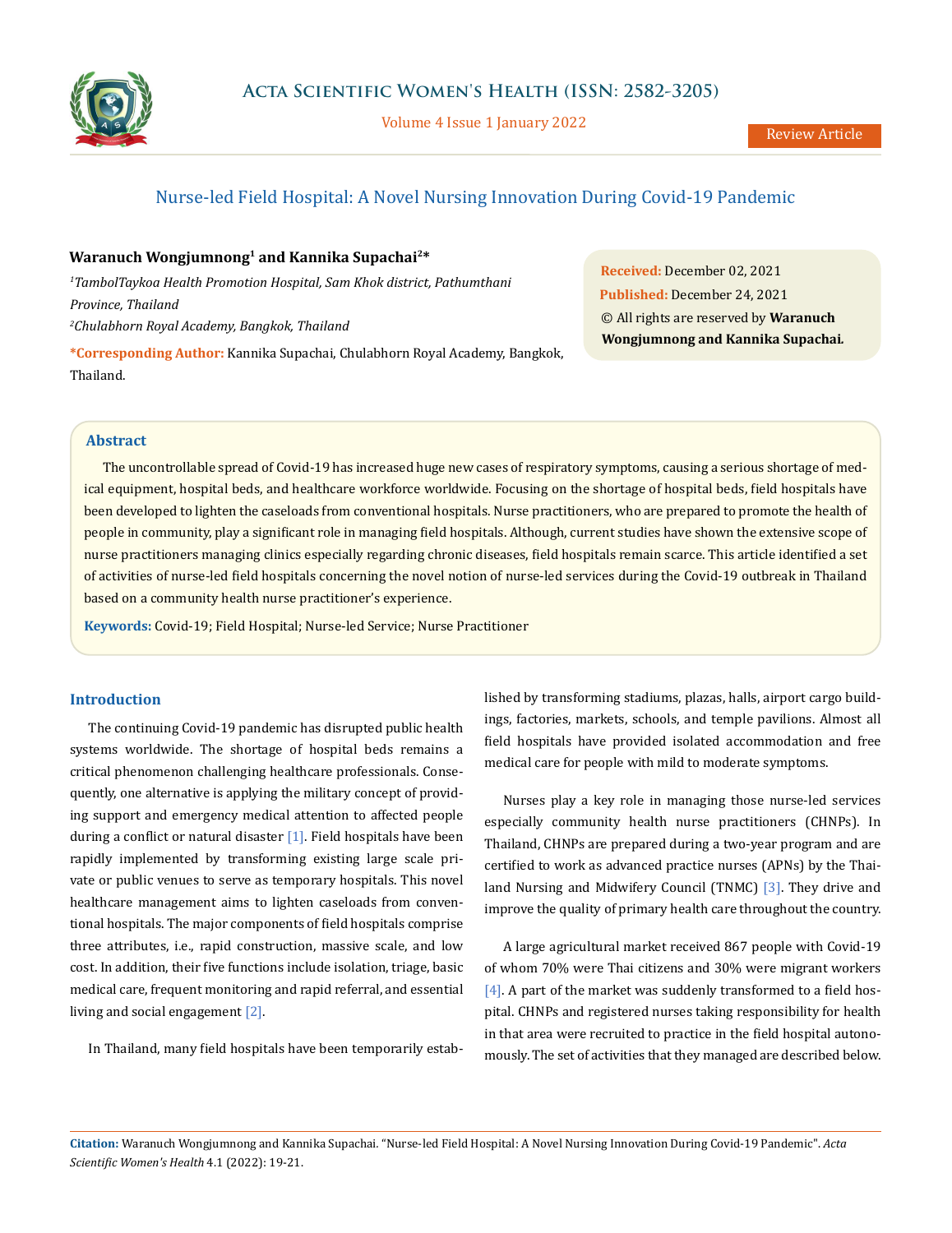# Nurse-led Field Hospital: A Novel Nursing Innovation During Covid-19 Pandemic

**Waranuch Wongjumnong[1] and Kannika Supachai[2]***

*[1]TambolTaykoa Health Promotion Hospital, Sam Khok district, Pathumthani Province, Thailand*

*[2]Chulabhorn Royal Academy, Bangkok, Thailand*

***Corresponding Author:** Kannika Supachai, Chulabhorn Royal Academy, Bangkok, Thailand.

**Received:** December 02, 2021
**Published:** December 24, 2021
© All rights are reserved by **Waranuch Wongjumnong and Kannika Supachai.**

## Abstract

The uncontrollable spread of Covid-19 has increased huge new cases of respiratory symptoms, causing a serious shortage of medical equipment, hospital beds, and healthcare workforce worldwide. Focusing on the shortage of hospital beds, field hospitals have been developed to lighten the caseloads from conventional hospitals. Nurse practitioners, who are prepared to promote the health of people in community, play a significant role in managing field hospitals. Although, current studies have shown the extensive scope of nurse practitioners managing clinics especially regarding chronic diseases, field hospitals remain scarce. This article identified a set of activities of nurse-led field hospitals concerning the novel notion of nurse-led services during the Covid-19 outbreak in Thailand based on a community health nurse practitioner's experience.

**Keywords:** Covid-19; Field Hospital; Nurse-led Service; Nurse Practitioner

## Introduction

The continuing Covid-19 pandemic has disrupted public health systems worldwide. The shortage of hospital beds remains a critical phenomenon challenging healthcare professionals. Consequently, one alternative is applying the military concept of providing support and emergency medical attention to affected people during a conflict or natural disaster [1]. Field hospitals have been rapidly implemented by transforming existing large scale private or public venues to serve as temporary hospitals. This novel healthcare management aims to lighten caseloads from conventional hospitals. The major components of field hospitals comprise three attributes, i.e., rapid construction, massive scale, and low cost. In addition, their five functions include isolation, triage, basic medical care, frequent monitoring and rapid referral, and essential living and social engagement [2].

In Thailand, many field hospitals have been temporarily established by transforming stadiums, plazas, halls, airport cargo buildings, factories, markets, schools, and temple pavilions. Almost all field hospitals have provided isolated accommodation and free medical care for people with mild to moderate symptoms.

Nurses play a key role in managing those nurse-led services especially community health nurse practitioners (CHNPs). In Thailand, CHNPs are prepared during a two-year program and are certified to work as advanced practice nurses (APNs) by the Thailand Nursing and Midwifery Council (TNMC) [3]. They drive and improve the quality of primary health care throughout the country.

A large agricultural market received 867 people with Covid-19 of whom 70% were Thai citizens and 30% were migrant workers [4]. A part of the market was suddenly transformed to a field hospital. CHNPs and registered nurses taking responsibility for health in that area were recruited to practice in the field hospital autonomously. The set of activities that they managed are described below.

**Citation:** Waranuch Wongjumnong and Kannika Supachai. "Nurse-led Field Hospital: A Novel Nursing Innovation During Covid-19 Pandemic". *Acta Scientific Women's Health* 4.1 (2022): 19-21.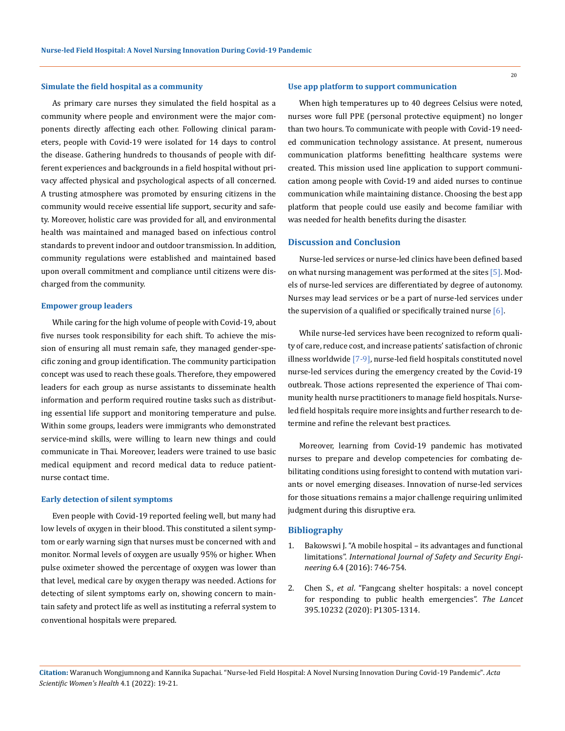### Simulate the field hospital as a community

As primary care nurses they simulated the field hospital as a community where people and environment were the major components directly affecting each other. Following clinical parameters, people with Covid-19 were isolated for 14 days to control the disease. Gathering hundreds to thousands of people with different experiences and backgrounds in a field hospital without privacy affected physical and psychological aspects of all concerned. A trusting atmosphere was promoted by ensuring citizens in the community would receive essential life support, security and safety. Moreover, holistic care was provided for all, and environmental health was maintained and managed based on infectious control standards to prevent indoor and outdoor transmission. In addition, community regulations were established and maintained based upon overall commitment and compliance until citizens were discharged from the community.

### Empower group leaders

While caring for the high volume of people with Covid-19, about five nurses took responsibility for each shift. To achieve the mission of ensuring all must remain safe, they managed gender-specific zoning and group identification. The community participation concept was used to reach these goals. Therefore, they empowered leaders for each group as nurse assistants to disseminate health information and perform required routine tasks such as distributing essential life support and monitoring temperature and pulse. Within some groups, leaders were immigrants who demonstrated service-mind skills, were willing to learn new things and could communicate in Thai. Moreover, leaders were trained to use basic medical equipment and record medical data to reduce patient-nurse contact time.

### Early detection of silent symptoms

Even people with Covid-19 reported feeling well, but many had low levels of oxygen in their blood. This constituted a silent symptom or early warning sign that nurses must be concerned with and monitor. Normal levels of oxygen are usually 95% or higher. When pulse oximeter showed the percentage of oxygen was lower than that level, medical care by oxygen therapy was needed. Actions for detecting of silent symptoms early on, showing concern to maintain safety and protect life as well as instituting a referral system to conventional hospitals were prepared.

### Use app platform to support communication

When high temperatures up to 40 degrees Celsius were noted, nurses wore full PPE (personal protective equipment) no longer than two hours. To communicate with people with Covid-19 needed communication technology assistance. At present, numerous communication platforms benefitting healthcare systems were created. This mission used line application to support communication among people with Covid-19 and aided nurses to continue communication while maintaining distance. Choosing the best app platform that people could use easily and become familiar with was needed for health benefits during the disaster.

## Discussion and Conclusion

Nurse-led services or nurse-led clinics have been defined based on what nursing management was performed at the sites [5]. Models of nurse-led services are differentiated by degree of autonomy. Nurses may lead services or be a part of nurse-led services under the supervision of a qualified or specifically trained nurse [6].

While nurse-led services have been recognized to reform quality of care, reduce cost, and increase patients' satisfaction of chronic illness worldwide [7-9], nurse-led field hospitals constituted novel nurse-led services during the emergency created by the Covid-19 outbreak. Those actions represented the experience of Thai community health nurse practitioners to manage field hospitals. Nurse-led field hospitals require more insights and further research to determine and refine the relevant best practices.

Moreover, learning from Covid-19 pandemic has motivated nurses to prepare and develop competencies for combating debilitating conditions using foresight to contend with mutation variants or novel emerging diseases. Innovation of nurse-led services for those situations remains a major challenge requiring unlimited judgment during this disruptive era.

## Bibliography

1. Bakowswi J. "A mobile hospital – its advantages and functional limitations". *International Journal of Safety and Security Engineering* 6.4 (2016): 746-754.
2. Chen S., *et al*. "Fangcang shelter hospitals: a novel concept for responding to public health emergencies". *The Lancet* 395.10232 (2020): P1305-1314.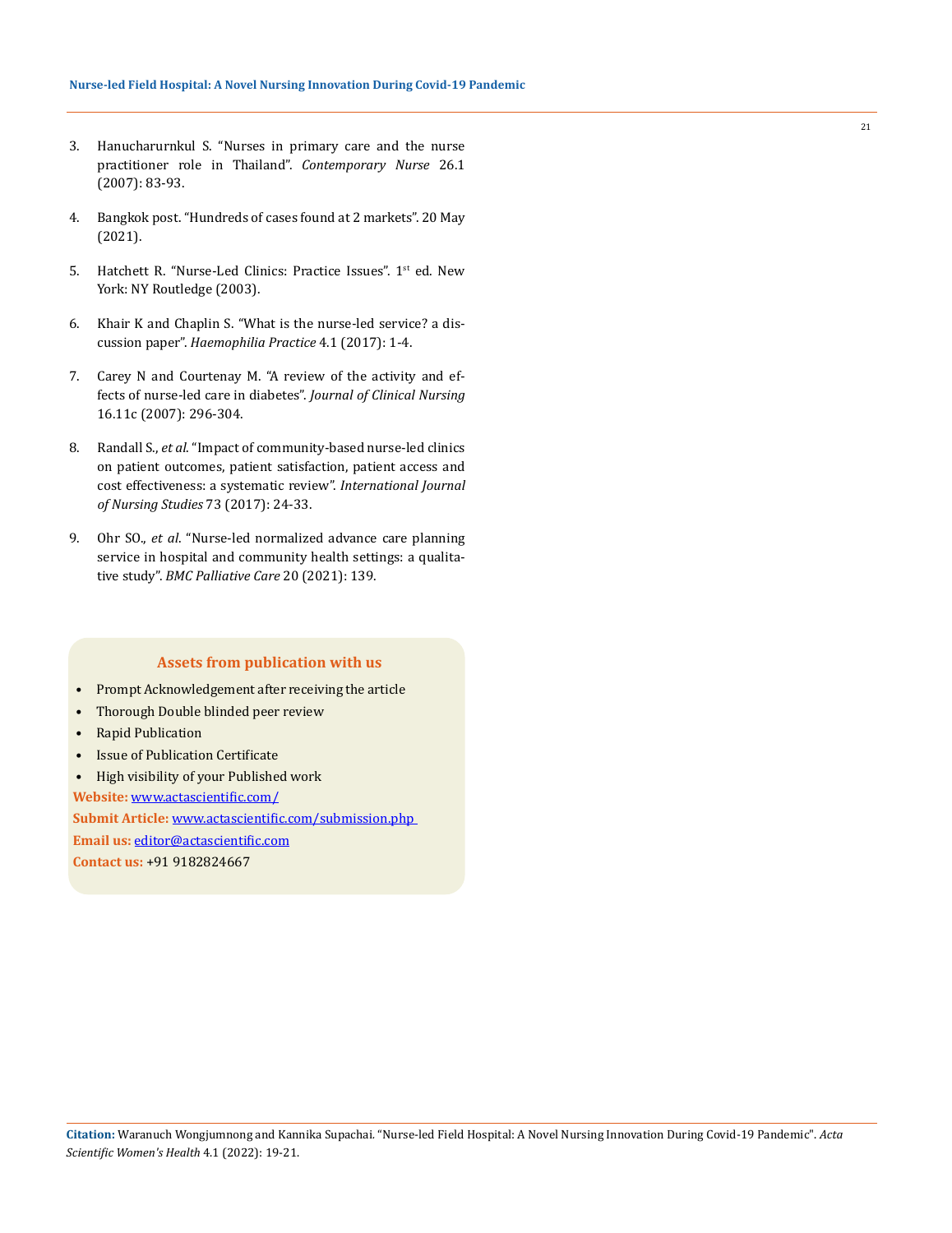3. Hanucharurnkul S. "Nurses in primary care and the nurse practitioner role in Thailand". *Contemporary Nurse* 26.1 (2007): 83-93.

4. Bangkok post. "Hundreds of cases found at 2 markets". 20 May (2021).

5. Hatchett R. "Nurse-Led Clinics: Practice Issues". 1st ed. New York: NY Routledge (2003).

6. Khair K and Chaplin S. "What is the nurse-led service? a discussion paper". *Haemophilia Practice* 4.1 (2017): 1-4.

7. Carey N and Courtenay M. "A review of the activity and effects of nurse-led care in diabetes". *Journal of Clinical Nursing* 16.11c (2007): 296-304.

8. Randall S., *et al*. "Impact of community-based nurse-led clinics on patient outcomes, patient satisfaction, patient access and cost effectiveness: a systematic review". *International Journal of Nursing Studies* 73 (2017): 24-33.

9. Ohr SO., *et al*. "Nurse-led normalized advance care planning service in hospital and community health settings: a qualitative study". *BMC Palliative Care* 20 (2021): 139.

**Assets from publication with us**

- Prompt Acknowledgement after receiving the article
- Thorough Double blinded peer review
- Rapid Publication
- Issue of Publication Certificate
- High visibility of your Published work

**Website:** www.actascientific.com/

**Submit Article:** www.actascientific.com/submission.php

**Email us:** editor@actascientific.com

**Contact us:** +91 9182824667

**Citation:** Waranuch Wongjumnong and Kannika Supachai. "Nurse-led Field Hospital: A Novel Nursing Innovation During Covid-19 Pandemic". *Acta Scientific Women's Health* 4.1 (2022): 19-21.